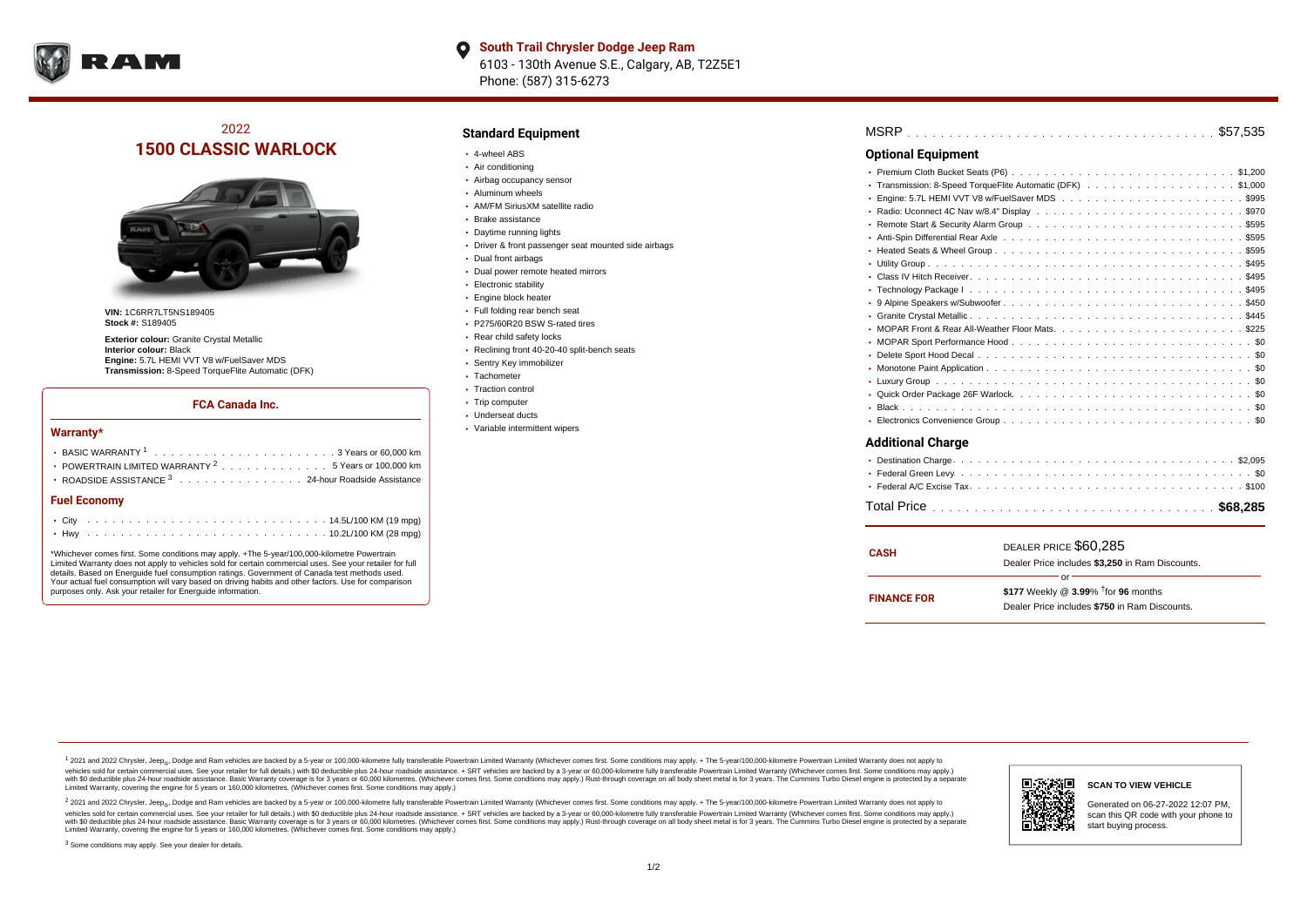**South Trail Chrysler Dodge Jeep Ram**
6103 - 130th Avenue S.E., Calgary, AB, T2Z5E1
Phone: (587) 315-6273

# 2022 1500 CLASSIC WARLOCK

**VIN:** 1C6RR7LT5NS189405
**Stock #:** S189405

**Exterior colour:** Granite Crystal Metallic
**Interior colour:** Black
**Engine:** 5.7L HEMI VVT V8 w/FuelSaver MDS
**Transmission:** 8-Speed TorqueFlite Automatic (DFK)

## FCA Canada Inc.

### Warranty*

- BASIC WARRANTY [1] . . . . . 3 Years or 60,000 km
- POWERTRAIN LIMITED WARRANTY [2] . . . . . 5 Years or 100,000 km
- ROADSIDE ASSISTANCE [3] . . . . . 24-hour Roadside Assistance

### Fuel Economy

- City . . . . . 14.5L/100 KM (19 mpg)
- Hwy . . . . . 10.2L/100 KM (28 mpg)

*Whichever comes first. Some conditions may apply. +The 5-year/100,000-kilometre Powertrain Limited Warranty does not apply to vehicles sold for certain commercial uses. See your retailer for full details. Based on Energuide fuel consumption ratings. Government of Canada test methods used. Your actual fuel consumption will vary based on driving habits and other factors. Use for comparison purposes only. Ask your retailer for Energuide information.

## Standard Equipment

- 4-wheel ABS
- Air conditioning
- Airbag occupancy sensor
- Aluminum wheels
- AM/FM SiriusXM satellite radio
- Brake assistance
- Daytime running lights
- Driver & front passenger seat mounted side airbags
- Dual front airbags
- Dual power remote heated mirrors
- Electronic stability
- Engine block heater
- Full folding rear bench seat
- P275/60R20 BSW S-rated tires
- Rear child safety locks
- Reclining front 40-20-40 split-bench seats
- Sentry Key immobilizer
- Tachometer
- Traction control
- Trip computer
- Underseat ducts
- Variable intermittent wipers

MSRP . . . . . $57,535

## Optional Equipment

- Premium Cloth Bucket Seats (P6) . . . . . $1,200
- Transmission: 8-Speed TorqueFlite Automatic (DFK) . . . . . $1,000
- Engine: 5.7L HEMI VVT V8 w/FuelSaver MDS . . . . . $995
- Radio: Uconnect 4C Nav w/8.4" Display . . . . . $970
- Remote Start & Security Alarm Group . . . . . $595
- Anti-Spin Differential Rear Axle . . . . . $595
- Heated Seats & Wheel Group . . . . . $595
- Utility Group . . . . . $495
- Class IV Hitch Receiver . . . . . $495
- Technology Package I . . . . . $495
- 9 Alpine Speakers w/Subwoofer . . . . . $450
- Granite Crystal Metallic . . . . . $445
- MOPAR Front & Rear All-Weather Floor Mats . . . . . $225
- MOPAR Sport Performance Hood . . . . . $0
- Delete Sport Hood Decal . . . . . $0
- Monotone Paint Application . . . . . $0
- Luxury Group . . . . . $0
- Quick Order Package 26F Warlock . . . . . $0
- Black . . . . . $0
- Electronics Convenience Group . . . . . $0

## Additional Charge

- Destination Charge . . . . . $2,095
- Federal Green Levy . . . . . $0
- Federal A/C Excise Tax . . . . . $100

Total Price . . . . . **$68,285**

**CASH**
DEALER PRICE $60,285
Dealer Price includes **$3,250** in Ram Discounts.

or

**FINANCE FOR**
**$177** Weekly @ **3.99**% †for **96** months
Dealer Price includes **$750** in Ram Discounts.

[1] 2021 and 2022 Chrysler, Jeep®, Dodge and Ram vehicles are backed by a 5-year or 100,000-kilometre fully transferable Powertrain Limited Warranty (Whichever comes first. Some conditions may apply. + The 5-year/100,000-kilometre Powertrain Limited Warranty does not apply to vehicles sold for certain commercial uses. See your retailer for full details.) with $0 deductible plus 24-hour roadside assistance. + SRT vehicles are backed by a 3-year or 60,000-kilometre fully transferable Powertrain Limited Warranty (Whichever comes first. Some conditions may apply.) with $0 deductible plus 24-hour roadside assistance. Basic Warranty coverage is for 3 years or 60,000 kilometres. (Whichever comes first. Some conditions may apply.) Rust-through coverage on all body sheet metal is for 3 years. The Cummins Turbo Diesel engine is protected by a separate Limited Warranty, covering the engine for 5 years or 160,000 kilometres. (Whichever comes first. Some conditions may apply.)

[2] 2021 and 2022 Chrysler, Jeep®, Dodge and Ram vehicles are backed by a 5-year or 100,000-kilometre fully transferable Powertrain Limited Warranty (Whichever comes first. Some conditions may apply. + The 5-year/100,000-kilometre Powertrain Limited Warranty does not apply to vehicles sold for certain commercial uses. See your retailer for full details.) with $0 deductible plus 24-hour roadside assistance. + SRT vehicles are backed by a 3-year or 60,000-kilometre fully transferable Powertrain Limited Warranty (Whichever comes first. Some conditions may apply.) with $0 deductible plus 24-hour roadside assistance. Basic Warranty coverage is for 3 years or 60,000 kilometres. (Whichever comes first. Some conditions may apply.) Rust-through coverage on all body sheet metal is for 3 years. The Cummins Turbo Diesel engine is protected by a separate Limited Warranty, covering the engine for 5 years or 160,000 kilometres. (Whichever comes first. Some conditions may apply.)

[3] Some conditions may apply. See your dealer for details.

**SCAN TO VIEW VEHICLE**

Generated on 06-27-2022 12:07 PM, scan this QR code with your phone to start buying process.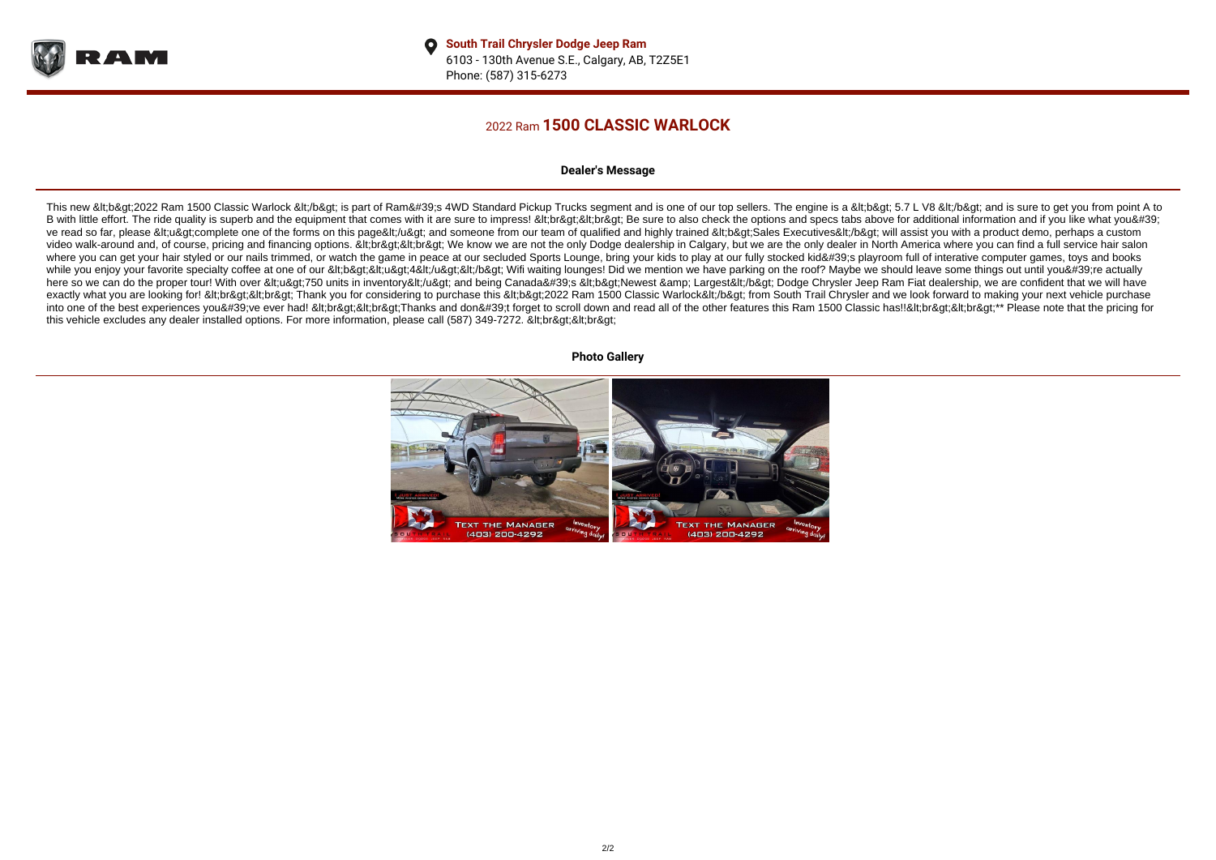**South Trail Chrysler Dodge Jeep Ram**
6103 - 130th Avenue S.E., Calgary, AB, T2Z5E1
Phone: (587) 315-6273

# 2022 Ram **1500 CLASSIC WARLOCK**

## Dealer's Message

This new &lt;b&gt;2022 Ram 1500 Classic Warlock &lt;/b&gt; is part of Ram&#39;s 4WD Standard Pickup Trucks segment and is one of our top sellers. The engine is a &lt;b&gt; 5.7 L V8 &lt;/b&gt; and is sure to get you from point A to B with little effort. The ride quality is superb and the equipment that comes with it are sure to impress! &lt;br&gt;&lt;br&gt; Be sure to also check the options and specs tabs above for additional information and if you like what you&#39; ve read so far, please &lt;u&gt;complete one of the forms on this page&lt;/u&gt; and someone from our team of qualified and highly trained &lt;b&gt;Sales Executives&lt;/b&gt; will assist you with a product demo, perhaps a custom video walk-around and, of course, pricing and financing options. &lt;br&gt;&lt;br&gt; We know we are not the only Dodge dealership in Calgary, but we are the only dealer in North America where you can find a full service hair salon where you can get your hair styled or our nails trimmed, or watch the game in peace at our secluded Sports Lounge, bring your kids to play at our fully stocked kid&#39;s playroom full of interative computer games, toys and books while you enjoy your favorite specialty coffee at one of our &lt;b&gt;&lt;u&gt;4&lt;/u&gt;&lt;/b&gt; Wifi waiting lounges! Did we mention we have parking on the roof? Maybe we should leave some things out until you&#39;re actually here so we can do the proper tour! With over &lt;u&gt;750 units in inventory&lt;/u&gt; and being Canada&#39;s &lt;b&gt;Newest &amp; Largest&lt;/b&gt; Dodge Chrysler Jeep Ram Fiat dealership, we are confident that we will have exactly what you are looking for! &lt;br&gt;&lt;br&gt; Thank you for considering to purchase this &lt;b&gt;2022 Ram 1500 Classic Warlock&lt;/b&gt; from South Trail Chrysler and we look forward to making your next vehicle purchase into one of the best experiences you&#39;ve ever had! &lt;br&gt;&lt;br&gt;Thanks and don&#39;t forget to scroll down and read all of the other features this Ram 1500 Classic has!!&lt;br&gt;&lt;br&gt;** Please note that the pricing for this vehicle excludes any dealer installed options. For more information, please call (587) 349-7272. &lt;br&gt;&lt;br&gt;

## Photo Gallery